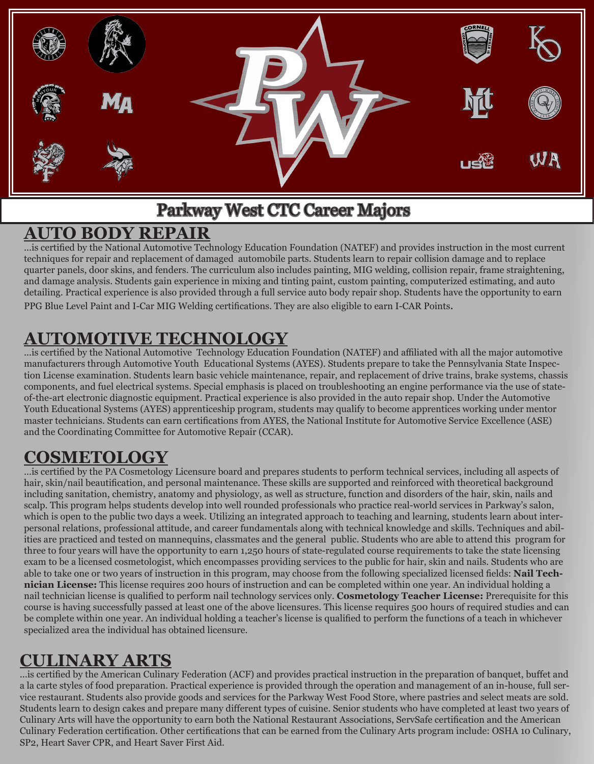# Parkway West CTC Career Majors

## AUTO BODY REPAIR

...is certified by the National Automotive Technology Education Foundation (NATEF) and provides instruction in the most current techniques for repair and replacement of damaged automobile parts. Students learn to repair collision damage and to replace quarter panels, door skins, and fenders. The curriculum also includes painting, MIG welding, collision repair, frame straightening, and damage analysis. Students gain experience in mixing and tinting paint, custom painting, computerized estimating, and auto detailing. Practical experience is also provided through a full service auto body repair shop. Students have the opportunity to earn PPG Blue Level Paint and I-Car MIG Welding certifications. They are also eligible to earn I-CAR Points.

## AUTOMOTIVE TECHNOLOGY

...is certified by the National Automotive Technology Education Foundation (NATEF) and affiliated with all the major automotive manufacturers through Automotive Youth Educational Systems (AYES). Students prepare to take the Pennsylvania State Inspection License examination. Students learn basic vehicle maintenance, repair, and replacement of drive trains, brake systems, chassis components, and fuel electrical systems. Special emphasis is placed on troubleshooting an engine performance via the use of state-of-the-art electronic diagnostic equipment. Practical experience is also provided in the auto repair shop. Under the Automotive Youth Educational Systems (AYES) apprenticeship program, students may qualify to become apprentices working under mentor master technicians. Students can earn certifications from AYES, the National Institute for Automotive Service Excellence (ASE) and the Coordinating Committee for Automotive Repair (CCAR).

## COSMETOLOGY

...is certified by the PA Cosmetology Licensure board and prepares students to perform technical services, including all aspects of hair, skin/nail beautification, and personal maintenance. These skills are supported and reinforced with theoretical background including sanitation, chemistry, anatomy and physiology, as well as structure, function and disorders of the hair, skin, nails and scalp. This program helps students develop into well rounded professionals who practice real-world services in Parkway's salon, which is open to the public two days a week. Utilizing an integrated approach to teaching and learning, students learn about interpersonal relations, professional attitude, and career fundamentals along with technical knowledge and skills. Techniques and abilities are practiced and tested on mannequins, classmates and the general public. Students who are able to attend this program for three to four years will have the opportunity to earn 1,250 hours of state-regulated course requirements to take the state licensing exam to be a licensed cosmetologist, which encompasses providing services to the public for hair, skin and nails. Students who are able to take one or two years of instruction in this program, may choose from the following specialized licensed fields: **Nail Technician License:** This license requires 200 hours of instruction and can be completed within one year. An individual holding a nail technician license is qualified to perform nail technology services only. **Cosmetology Teacher License:** Prerequisite for this course is having successfully passed at least one of the above licensures. This license requires 500 hours of required studies and can be complete within one year. An individual holding a teacher's license is qualified to perform the functions of a teach in whichever specialized area the individual has obtained licensure.

## CULINARY ARTS

...is certified by the American Culinary Federation (ACF) and provides practical instruction in the preparation of banquet, buffet and a la carte styles of food preparation. Practical experience is provided through the operation and management of an in-house, full service restaurant. Students also provide goods and services for the Parkway West Food Store, where pastries and select meats are sold. Students learn to design cakes and prepare many different types of cuisine. Senior students who have completed at least two years of Culinary Arts will have the opportunity to earn both the National Restaurant Associations, ServSafe certification and the American Culinary Federation certification. Other certifications that can be earned from the Culinary Arts program include: OSHA 10 Culinary, SP2, Heart Saver CPR, and Heart Saver First Aid.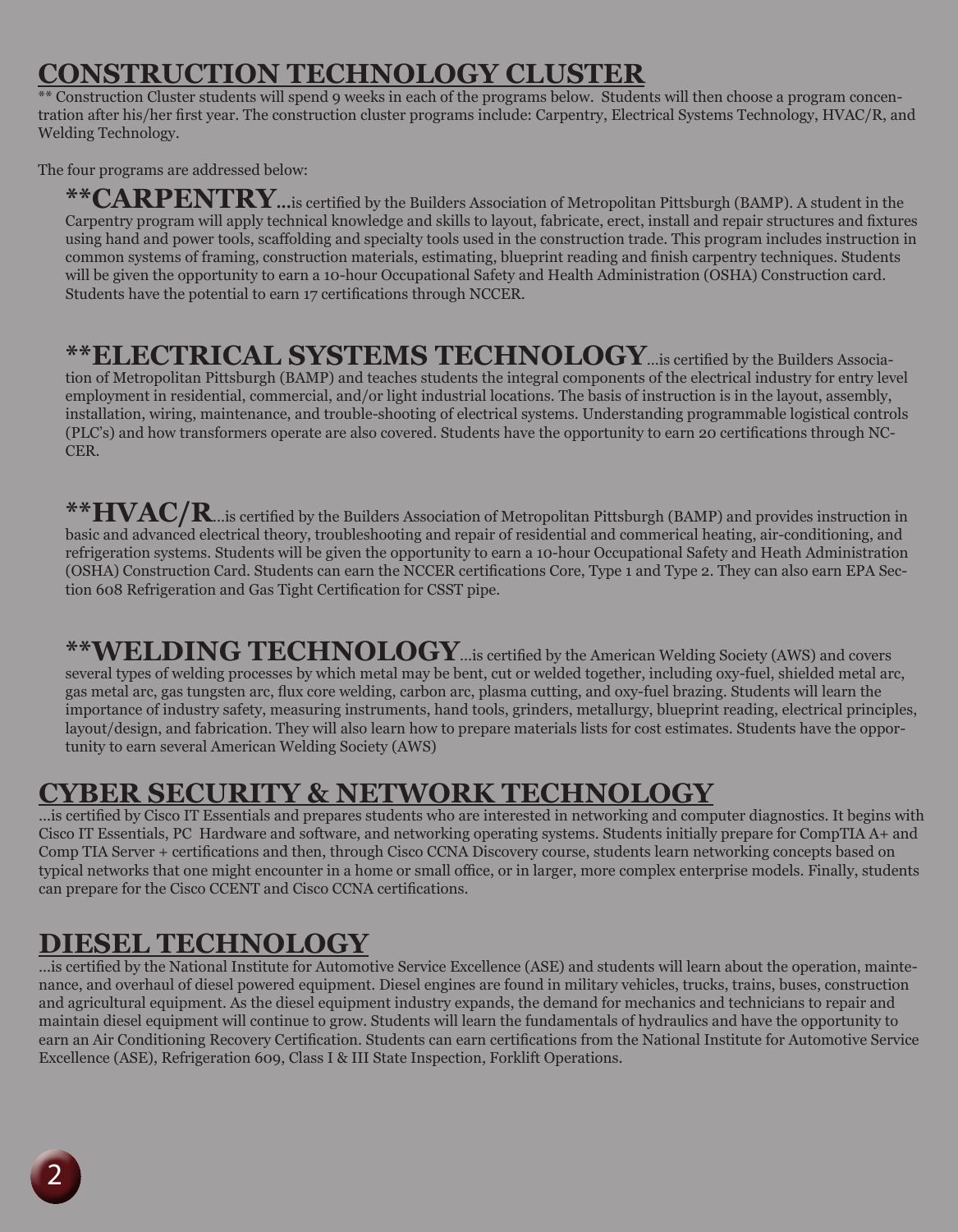# CONSTRUCTION TECHNOLOGY CLUSTER

** Construction Cluster students will spend 9 weeks in each of the programs below. Students will then choose a program concentration after his/her first year. The construction cluster programs include: Carpentry, Electrical Systems Technology, HVAC/R, and Welding Technology.

The four programs are addressed below:

**CARPENTRY...** is certified by the Builders Association of Metropolitan Pittsburgh (BAMP). A student in the Carpentry program will apply technical knowledge and skills to layout, fabricate, erect, install and repair structures and fixtures using hand and power tools, scaffolding and specialty tools used in the construction trade. This program includes instruction in common systems of framing, construction materials, estimating, blueprint reading and finish carpentry techniques. Students will be given the opportunity to earn a 10-hour Occupational Safety and Health Administration (OSHA) Construction card. Students have the potential to earn 17 certifications through NCCER.

**ELECTRICAL SYSTEMS TECHNOLOGY**...is certified by the Builders Association of Metropolitan Pittsburgh (BAMP) and teaches students the integral components of the electrical industry for entry level employment in residential, commercial, and/or light industrial locations. The basis of instruction is in the layout, assembly, installation, wiring, maintenance, and trouble-shooting of electrical systems. Understanding programmable logistical controls (PLC's) and how transformers operate are also covered. Students have the opportunity to earn 20 certifications through NCCER.

**HVAC/R**...is certified by the Builders Association of Metropolitan Pittsburgh (BAMP) and provides instruction in basic and advanced electrical theory, troubleshooting and repair of residential and commerical heating, air-conditioning, and refrigeration systems. Students will be given the opportunity to earn a 10-hour Occupational Safety and Heath Administration (OSHA) Construction Card. Students can earn the NCCER certifications Core, Type 1 and Type 2. They can also earn EPA Section 608 Refrigeration and Gas Tight Certification for CSST pipe.

**WELDING TECHNOLOGY**...is certified by the American Welding Society (AWS) and covers several types of welding processes by which metal may be bent, cut or welded together, including oxy-fuel, shielded metal arc, gas metal arc, gas tungsten arc, flux core welding, carbon arc, plasma cutting, and oxy-fuel brazing. Students will learn the importance of industry safety, measuring instruments, hand tools, grinders, metallurgy, blueprint reading, electrical principles, layout/design, and fabrication. They will also learn how to prepare materials lists for cost estimates. Students have the opportunity to earn several American Welding Society (AWS)

# CYBER SECURITY & NETWORK TECHNOLOGY

...is certified by Cisco IT Essentials and prepares students who are interested in networking and computer diagnostics. It begins with Cisco IT Essentials, PC Hardware and software, and networking operating systems. Students initially prepare for CompTIA A+ and Comp TIA Server + certifications and then, through Cisco CCNA Discovery course, students learn networking concepts based on typical networks that one might encounter in a home or small office, or in larger, more complex enterprise models. Finally, students can prepare for the Cisco CCENT and Cisco CCNA certifications.

# DIESEL TECHNOLOGY

...is certified by the National Institute for Automotive Service Excellence (ASE) and students will learn about the operation, maintenance, and overhaul of diesel powered equipment. Diesel engines are found in military vehicles, trucks, trains, buses, construction and agricultural equipment. As the diesel equipment industry expands, the demand for mechanics and technicians to repair and maintain diesel equipment will continue to grow. Students will learn the fundamentals of hydraulics and have the opportunity to earn an Air Conditioning Recovery Certification. Students can earn certifications from the National Institute for Automotive Service Excellence (ASE), Refrigeration 609, Class I & III State Inspection, Forklift Operations.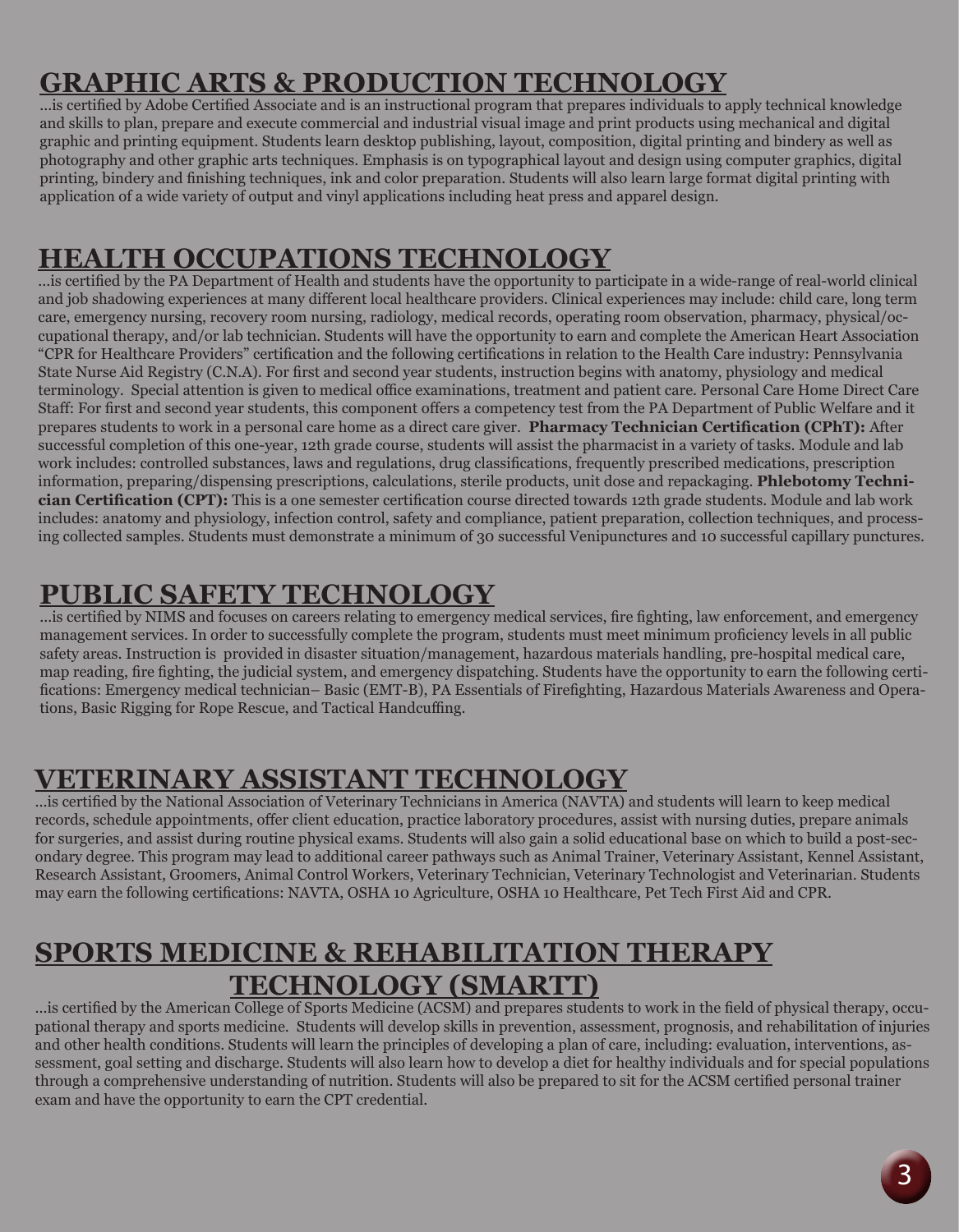## GRAPHIC ARTS & PRODUCTION TECHNOLOGY

...is certified by Adobe Certified Associate and is an instructional program that prepares individuals to apply technical knowledge and skills to plan, prepare and execute commercial and industrial visual image and print products using mechanical and digital graphic and printing equipment. Students learn desktop publishing, layout, composition, digital printing and bindery as well as photography and other graphic arts techniques. Emphasis is on typographical layout and design using computer graphics, digital printing, bindery and finishing techniques, ink and color preparation. Students will also learn large format digital printing with application of a wide variety of output and vinyl applications including heat press and apparel design.

## HEALTH OCCUPATIONS TECHNOLOGY

...is certified by the PA Department of Health and students have the opportunity to participate in a wide-range of real-world clinical and job shadowing experiences at many different local healthcare providers. Clinical experiences may include: child care, long term care, emergency nursing, recovery room nursing, radiology, medical records, operating room observation, pharmacy, physical/occupational therapy, and/or lab technician. Students will have the opportunity to earn and complete the American Heart Association "CPR for Healthcare Providers" certification and the following certifications in relation to the Health Care industry: Pennsylvania State Nurse Aid Registry (C.N.A). For first and second year students, instruction begins with anatomy, physiology and medical terminology. Special attention is given to medical office examinations, treatment and patient care. Personal Care Home Direct Care Staff: For first and second year students, this component offers a competency test from the PA Department of Public Welfare and it prepares students to work in a personal care home as a direct care giver. **Pharmacy Technician Certification (CPhT):** After successful completion of this one-year, 12th grade course, students will assist the pharmacist in a variety of tasks. Module and lab work includes: controlled substances, laws and regulations, drug classifications, frequently prescribed medications, prescription information, preparing/dispensing prescriptions, calculations, sterile products, unit dose and repackaging. **Phlebotomy Technician Certification (CPT):** This is a one semester certification course directed towards 12th grade students. Module and lab work includes: anatomy and physiology, infection control, safety and compliance, patient preparation, collection techniques, and processing collected samples. Students must demonstrate a minimum of 30 successful Venipunctures and 10 successful capillary punctures.

## PUBLIC SAFETY TECHNOLOGY

...is certified by NIMS and focuses on careers relating to emergency medical services, fire fighting, law enforcement, and emergency management services. In order to successfully complete the program, students must meet minimum proficiency levels in all public safety areas. Instruction is provided in disaster situation/management, hazardous materials handling, pre-hospital medical care, map reading, fire fighting, the judicial system, and emergency dispatching. Students have the opportunity to earn the following certifications: Emergency medical technician– Basic (EMT-B), PA Essentials of Firefighting, Hazardous Materials Awareness and Operations, Basic Rigging for Rope Rescue, and Tactical Handcuffing.

## VETERINARY ASSISTANT TECHNOLOGY

...is certified by the National Association of Veterinary Technicians in America (NAVTA) and students will learn to keep medical records, schedule appointments, offer client education, practice laboratory procedures, assist with nursing duties, prepare animals for surgeries, and assist during routine physical exams. Students will also gain a solid educational base on which to build a post-secondary degree. This program may lead to additional career pathways such as Animal Trainer, Veterinary Assistant, Kennel Assistant, Research Assistant, Groomers, Animal Control Workers, Veterinary Technician, Veterinary Technologist and Veterinarian. Students may earn the following certifications: NAVTA, OSHA 10 Agriculture, OSHA 10 Healthcare, Pet Tech First Aid and CPR.

## SPORTS MEDICINE & REHABILITATION THERAPY TECHNOLOGY (SMARTT)

...is certified by the American College of Sports Medicine (ACSM) and prepares students to work in the field of physical therapy, occupational therapy and sports medicine. Students will develop skills in prevention, assessment, prognosis, and rehabilitation of injuries and other health conditions. Students will learn the principles of developing a plan of care, including: evaluation, interventions, assessment, goal setting and discharge. Students will also learn how to develop a diet for healthy individuals and for special populations through a comprehensive understanding of nutrition. Students will also be prepared to sit for the ACSM certified personal trainer exam and have the opportunity to earn the CPT credential.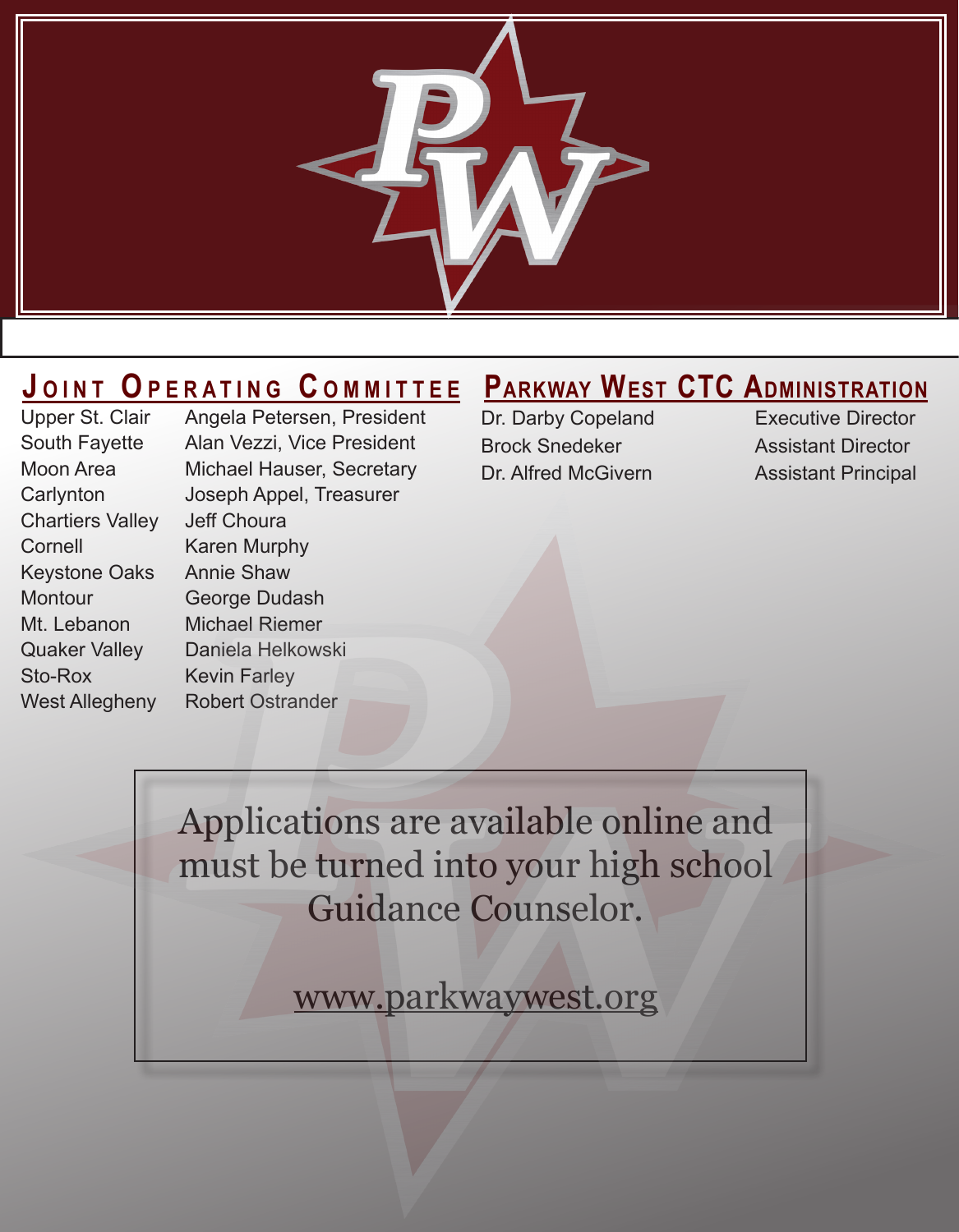## Joint Operating Committee

| | |
|---|---|
| Upper St. Clair | Angela Petersen, President |
| South Fayette | Alan Vezzi, Vice President |
| Moon Area | Michael Hauser, Secretary |
| Carlynton | Joseph Appel, Treasurer |
| Chartiers Valley | Jeff Choura |
| Cornell | Karen Murphy |
| Keystone Oaks | Annie Shaw |
| Montour | George Dudash |
| Mt. Lebanon | Michael Riemer |
| Quaker Valley | Daniela Helkowski |
| Sto-Rox | Kevin Farley |
| West Allegheny | Robert Ostrander |

## Parkway West CTC Administration

| | |
|---|---|
| Dr. Darby Copeland | Executive Director |
| Brock Snedeker | Assistant Director |
| Dr. Alfred McGivern | Assistant Principal |

Applications are available online and must be turned into your high school Guidance Counselor.

www.parkwaywest.org